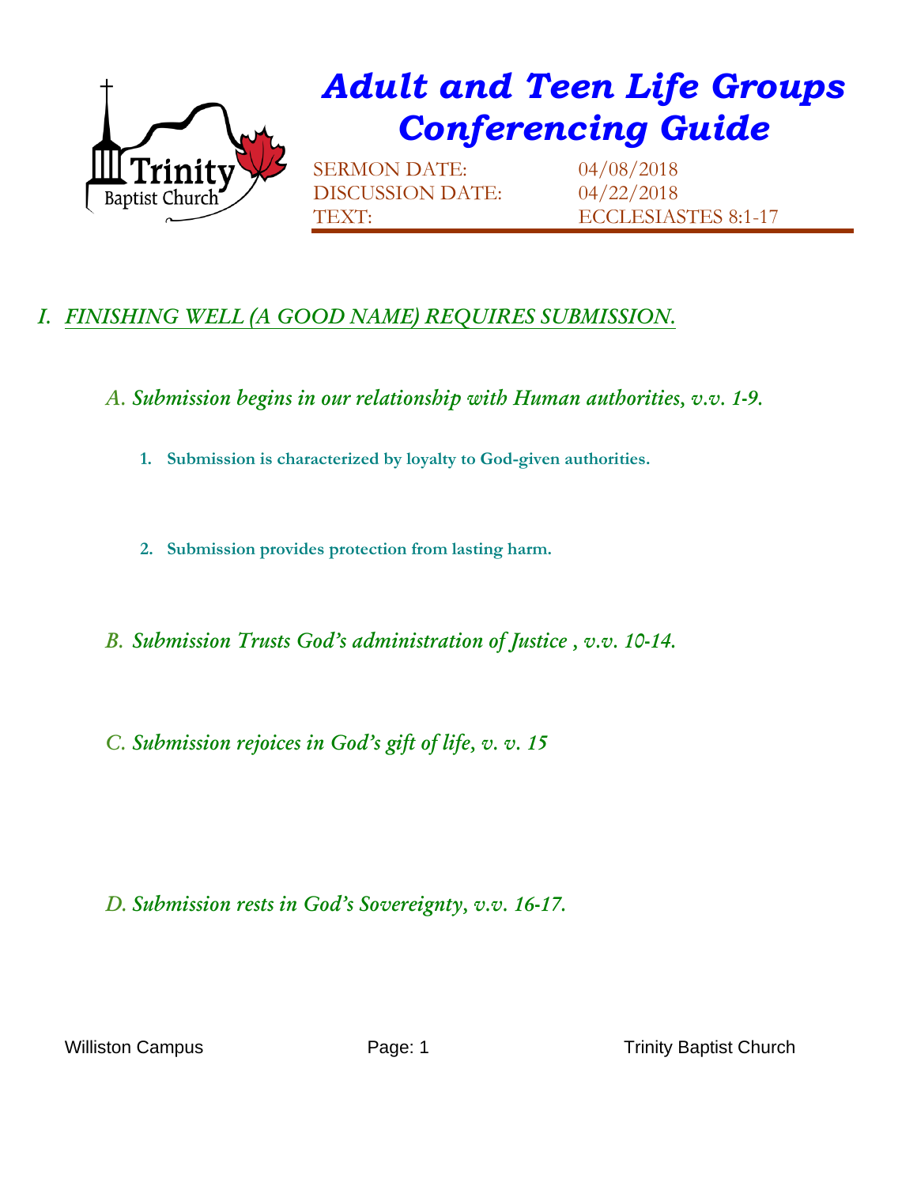# *Adult and Teen Life Groups Conferencing Guide*

SERMON DATE: 04/08/2018
DISCUSSION DATE: 04/22/2018
TEXT: ECCLESIASTES 8:1-17

## *I. FINISHING WELL (A GOOD NAME) REQUIRES SUBMISSION.*

### *A. Submission begins in our relationship with Human authorities, v.v. 1-9.*

1. **Submission is characterized by loyalty to God-given authorities.**

2. **Submission provides protection from lasting harm.**

### *B. Submission Trusts God's administration of Justice , v.v. 10-14.*

### *C. Submission rejoices in God's gift of life, v. v. 15*

### *D. Submission rests in God's Sovereignty, v.v. 16-17.*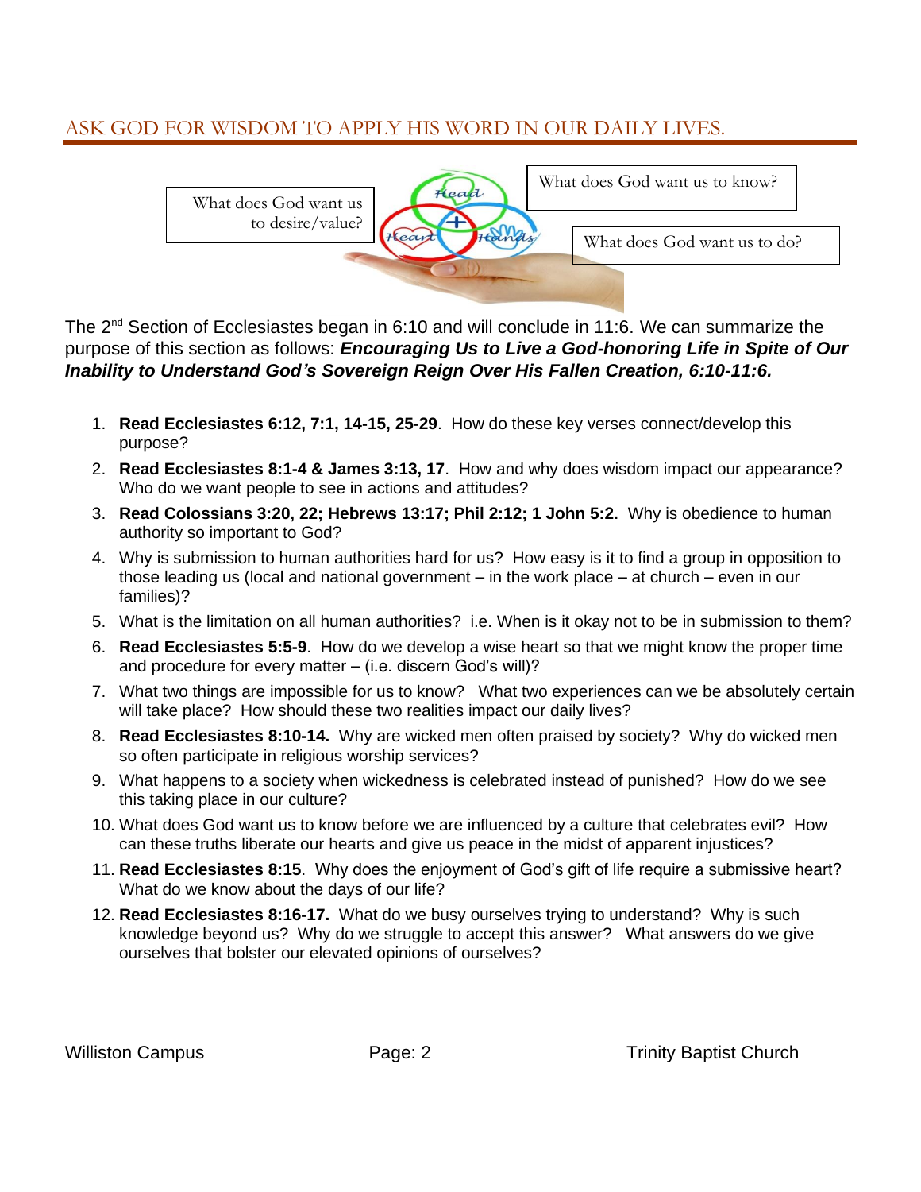## ASK GOD FOR WISDOM TO APPLY HIS WORD IN OUR DAILY LIVES.

What does God want us to desire/value?

What does God want us to know?

What does God want us to do?

The 2nd Section of Ecclesiastes began in 6:10 and will conclude in 11:6. We can summarize the purpose of this section as follows: ***Encouraging Us to Live a God-honoring Life in Spite of Our Inability to Understand God's Sovereign Reign Over His Fallen Creation, 6:10-11:6.***

1. **Read Ecclesiastes 6:12, 7:1, 14-15, 25-29**. How do these key verses connect/develop this purpose?
2. **Read Ecclesiastes 8:1-4 & James 3:13, 17**. How and why does wisdom impact our appearance? Who do we want people to see in actions and attitudes?
3. **Read Colossians 3:20, 22; Hebrews 13:17; Phil 2:12; 1 John 5:2.** Why is obedience to human authority so important to God?
4. Why is submission to human authorities hard for us? How easy is it to find a group in opposition to those leading us (local and national government – in the work place – at church – even in our families)?
5. What is the limitation on all human authorities? i.e. When is it okay not to be in submission to them?
6. **Read Ecclesiastes 5:5-9**. How do we develop a wise heart so that we might know the proper time and procedure for every matter – (i.e. discern God's will)?
7. What two things are impossible for us to know? What two experiences can we be absolutely certain will take place? How should these two realities impact our daily lives?
8. **Read Ecclesiastes 8:10-14.** Why are wicked men often praised by society? Why do wicked men so often participate in religious worship services?
9. What happens to a society when wickedness is celebrated instead of punished? How do we see this taking place in our culture?
10. What does God want us to know before we are influenced by a culture that celebrates evil? How can these truths liberate our hearts and give us peace in the midst of apparent injustices?
11. **Read Ecclesiastes 8:15**. Why does the enjoyment of God's gift of life require a submissive heart? What do we know about the days of our life?
12. **Read Ecclesiastes 8:16-17.** What do we busy ourselves trying to understand? Why is such knowledge beyond us? Why do we struggle to accept this answer? What answers do we give ourselves that bolster our elevated opinions of ourselves?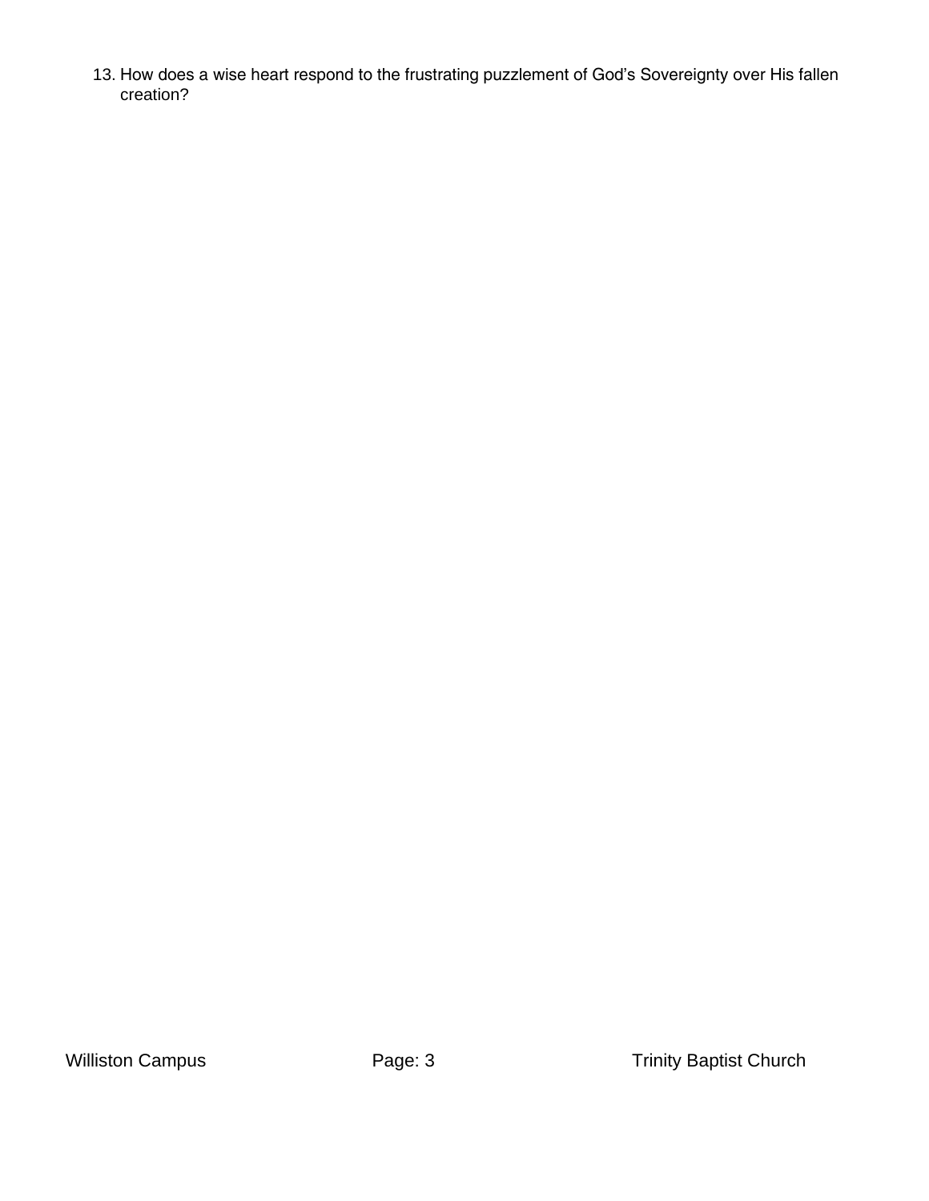13. How does a wise heart respond to the frustrating puzzlement of God's Sovereignty over His fallen creation?